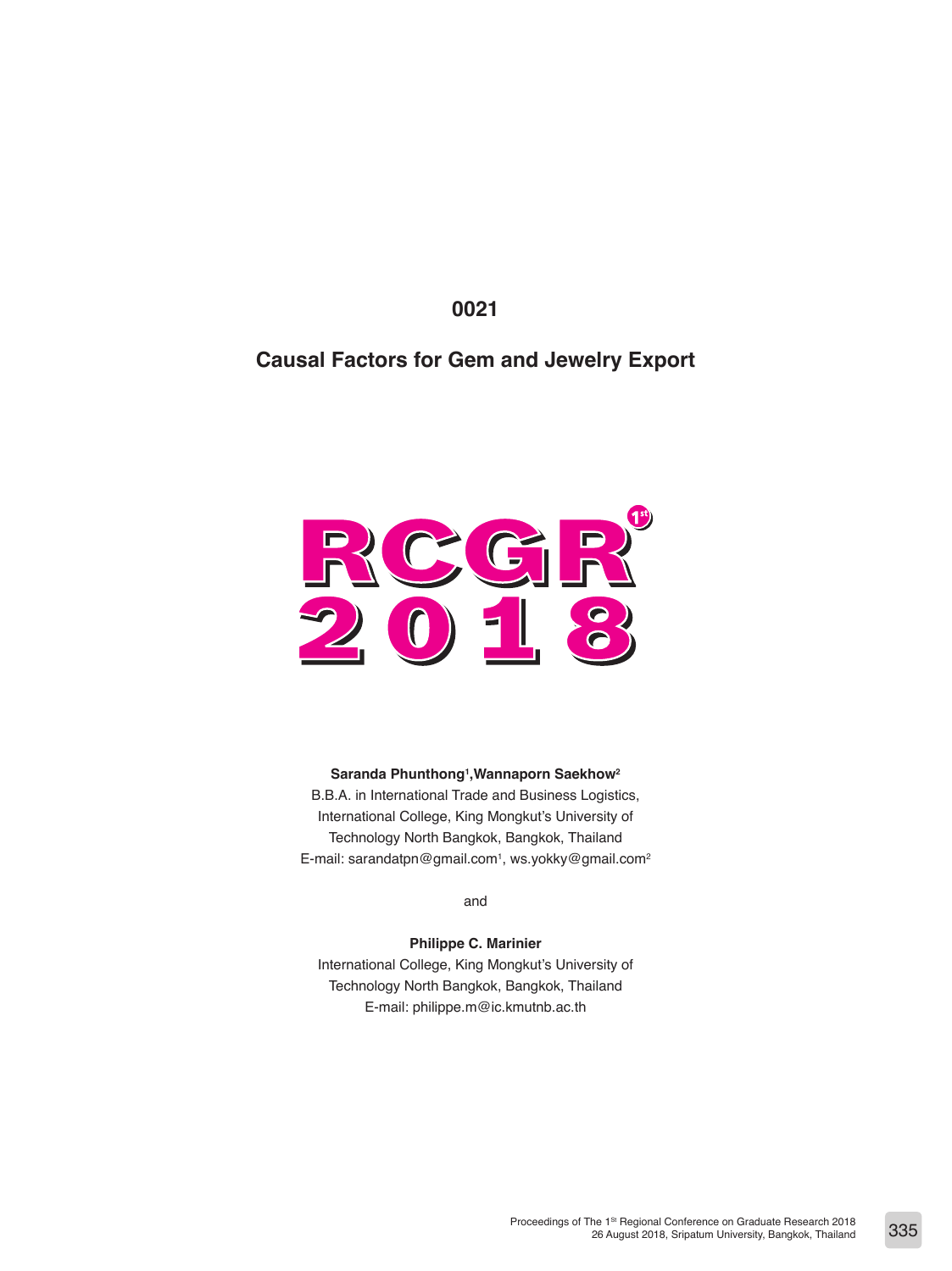0021

# Causal Factors for Gem and Jewelry Export

RCGR 1st 2018

**Saranda Phunthong[1], Wannaporn Saekhow[2]**

B.B.A. in International Trade and Business Logistics,
International College, King Mongkut's University of
Technology North Bangkok, Bangkok, Thailand
E-mail: sarandatpn@gmail.com[1], ws.yokky@gmail.com[2]

and

**Philippe C. Marinier**

International College, King Mongkut's University of
Technology North Bangkok, Bangkok, Thailand
E-mail: philippe.m@ic.kmutnb.ac.th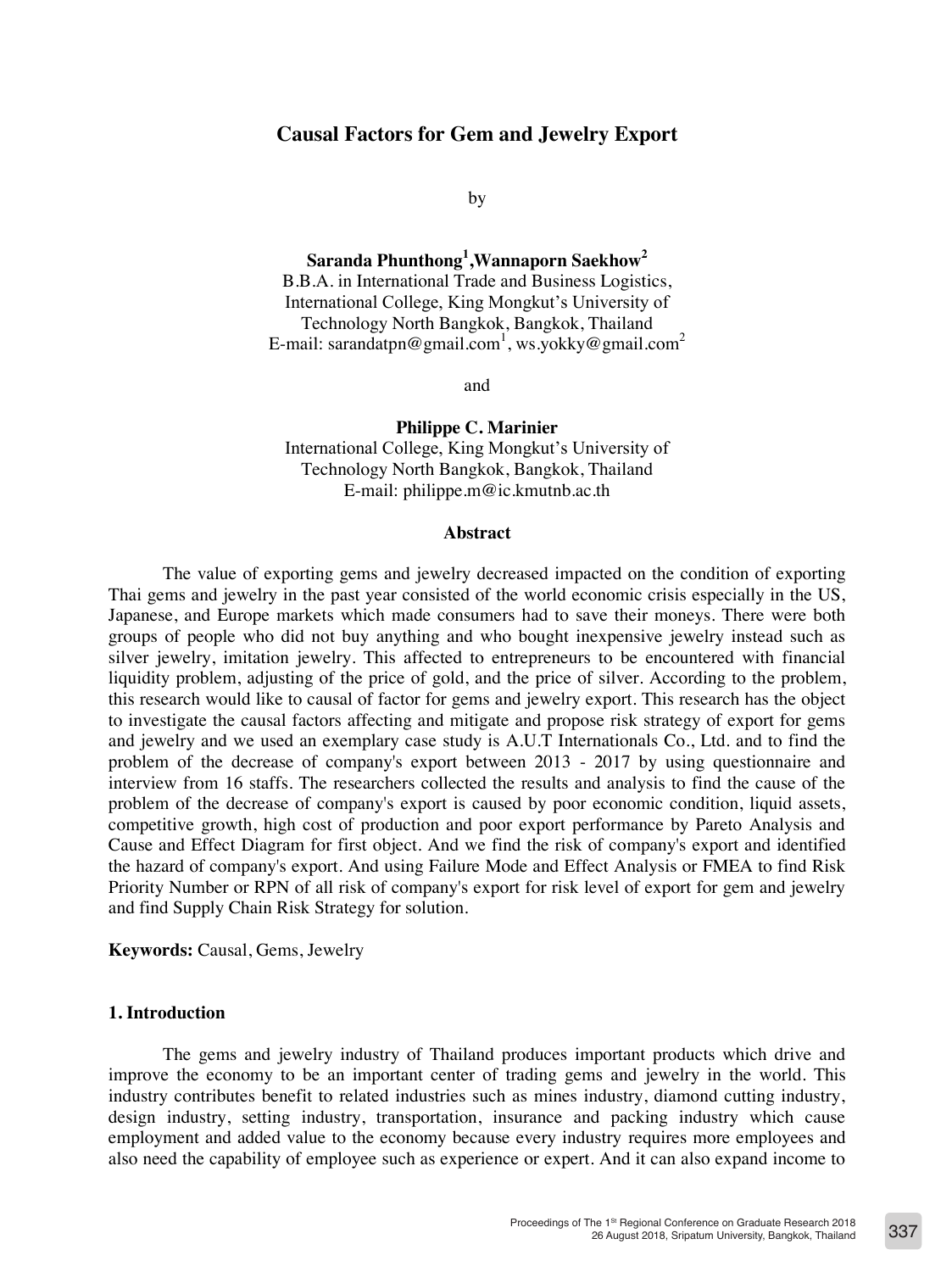# Causal Factors for Gem and Jewelry Export

by

**Saranda Phunthong[1], Wannaporn Saekhow[2]**
B.B.A. in International Trade and Business Logistics,
International College, King Mongkut's University of
Technology North Bangkok, Bangkok, Thailand
E-mail: sarandatpn@gmail.com[1], ws.yokky@gmail.com[2]

and

**Philippe C. Marinier**
International College, King Mongkut's University of
Technology North Bangkok, Bangkok, Thailand
E-mail: philippe.m@ic.kmutnb.ac.th

## Abstract

The value of exporting gems and jewelry decreased impacted on the condition of exporting Thai gems and jewelry in the past year consisted of the world economic crisis especially in the US, Japanese, and Europe markets which made consumers had to save their moneys. There were both groups of people who did not buy anything and who bought inexpensive jewelry instead such as silver jewelry, imitation jewelry. This affected to entrepreneurs to be encountered with financial liquidity problem, adjusting of the price of gold, and the price of silver. According to the problem, this research would like to causal of factor for gems and jewelry export. This research has the object to investigate the causal factors affecting and mitigate and propose risk strategy of export for gems and jewelry and we used an exemplary case study is A.U.T Internationals Co., Ltd. and to find the problem of the decrease of company's export between 2013 - 2017 by using questionnaire and interview from 16 staffs. The researchers collected the results and analysis to find the cause of the problem of the decrease of company's export is caused by poor economic condition, liquid assets, competitive growth, high cost of production and poor export performance by Pareto Analysis and Cause and Effect Diagram for first object. And we find the risk of company's export and identified the hazard of company's export. And using Failure Mode and Effect Analysis or FMEA to find Risk Priority Number or RPN of all risk of company's export for risk level of export for gem and jewelry and find Supply Chain Risk Strategy for solution.

**Keywords:** Causal, Gems, Jewelry

## 1. Introduction

The gems and jewelry industry of Thailand produces important products which drive and improve the economy to be an important center of trading gems and jewelry in the world. This industry contributes benefit to related industries such as mines industry, diamond cutting industry, design industry, setting industry, transportation, insurance and packing industry which cause employment and added value to the economy because every industry requires more employees and also need the capability of employee such as experience or expert. And it can also expand income to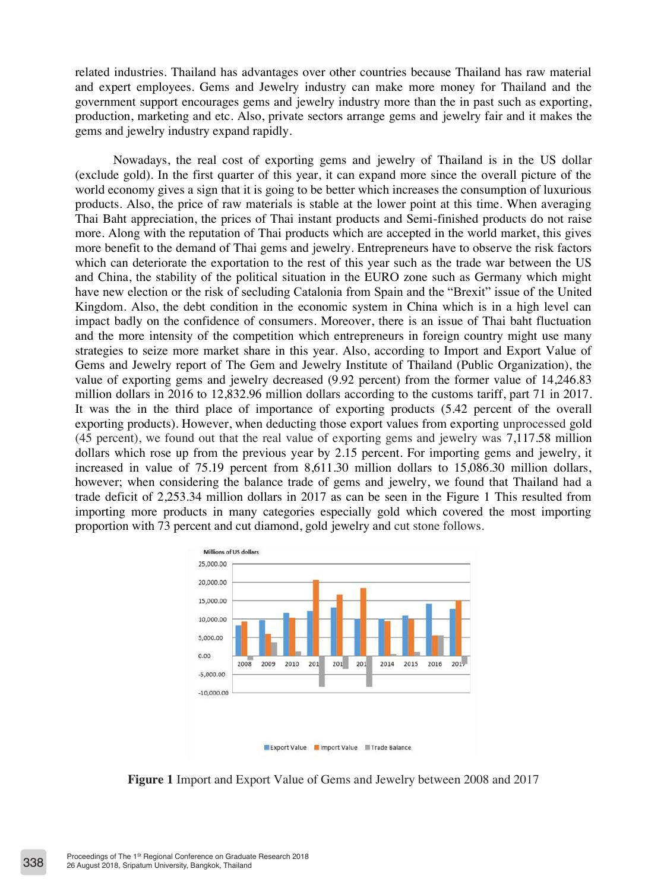related industries. Thailand has advantages over other countries because Thailand has raw material and expert employees. Gems and Jewelry industry can make more money for Thailand and the government support encourages gems and jewelry industry more than the in past such as exporting, production, marketing and etc. Also, private sectors arrange gems and jewelry fair and it makes the gems and jewelry industry expand rapidly.

Nowadays, the real cost of exporting gems and jewelry of Thailand is in the US dollar (exclude gold). In the first quarter of this year, it can expand more since the overall picture of the world economy gives a sign that it is going to be better which increases the consumption of luxurious products. Also, the price of raw materials is stable at the lower point at this time. When averaging Thai Baht appreciation, the prices of Thai instant products and Semi-finished products do not raise more. Along with the reputation of Thai products which are accepted in the world market, this gives more benefit to the demand of Thai gems and jewelry. Entrepreneurs have to observe the risk factors which can deteriorate the exportation to the rest of this year such as the trade war between the US and China, the stability of the political situation in the EURO zone such as Germany which might have new election or the risk of secluding Catalonia from Spain and the "Brexit" issue of the United Kingdom. Also, the debt condition in the economic system in China which is in a high level can impact badly on the confidence of consumers. Moreover, there is an issue of Thai baht fluctuation and the more intensity of the competition which entrepreneurs in foreign country might use many strategies to seize more market share in this year. Also, according to Import and Export Value of Gems and Jewelry report of The Gem and Jewelry Institute of Thailand (Public Organization), the value of exporting gems and jewelry decreased (9.92 percent) from the former value of 14,246.83 million dollars in 2016 to 12,832.96 million dollars according to the customs tariff, part 71 in 2017. It was the in the third place of importance of exporting products (5.42 percent of the overall exporting products). However, when deducting those export values from exporting unprocessed gold (45 percent), we found out that the real value of exporting gems and jewelry was 7,117.58 million dollars which rose up from the previous year by 2.15 percent. For importing gems and jewelry, it increased in value of 75.19 percent from 8,611.30 million dollars to 15,086.30 million dollars, however; when considering the balance trade of gems and jewelry, we found that Thailand had a trade deficit of 2,253.34 million dollars in 2017 as can be seen in the Figure 1 This resulted from importing more products in many categories especially gold which covered the most importing proportion with 73 percent and cut diamond, gold jewelry and cut stone follows.

**Figure 1** Import and Export Value of Gems and Jewelry between 2008 and 2017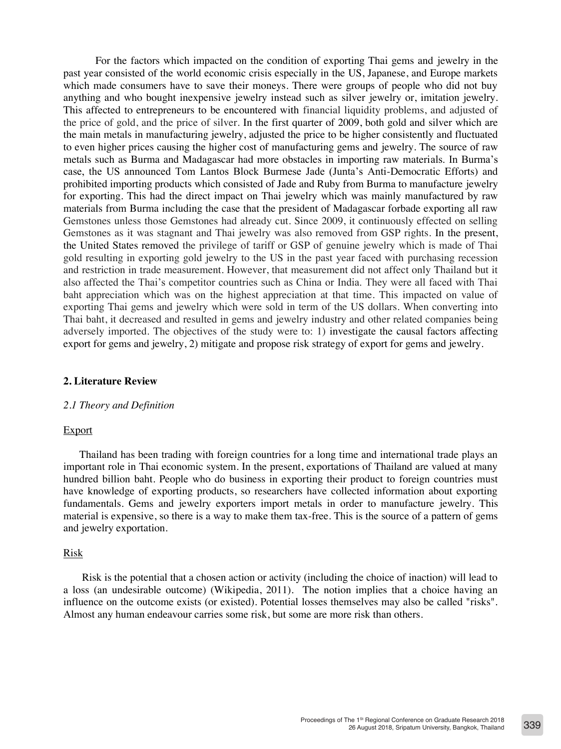For the factors which impacted on the condition of exporting Thai gems and jewelry in the past year consisted of the world economic crisis especially in the US, Japanese, and Europe markets which made consumers have to save their moneys. There were groups of people who did not buy anything and who bought inexpensive jewelry instead such as silver jewelry or, imitation jewelry. This affected to entrepreneurs to be encountered with financial liquidity problems, and adjusted of the price of gold, and the price of silver. In the first quarter of 2009, both gold and silver which are the main metals in manufacturing jewelry, adjusted the price to be higher consistently and fluctuated to even higher prices causing the higher cost of manufacturing gems and jewelry. The source of raw metals such as Burma and Madagascar had more obstacles in importing raw materials. In Burma's case, the US announced Tom Lantos Block Burmese Jade (Junta's Anti-Democratic Efforts) and prohibited importing products which consisted of Jade and Ruby from Burma to manufacture jewelry for exporting. This had the direct impact on Thai jewelry which was mainly manufactured by raw materials from Burma including the case that the president of Madagascar forbade exporting all raw Gemstones unless those Gemstones had already cut. Since 2009, it continuously effected on selling Gemstones as it was stagnant and Thai jewelry was also removed from GSP rights. In the present, the United States removed the privilege of tariff or GSP of genuine jewelry which is made of Thai gold resulting in exporting gold jewelry to the US in the past year faced with purchasing recession and restriction in trade measurement. However, that measurement did not affect only Thailand but it also affected the Thai's competitor countries such as China or India. They were all faced with Thai baht appreciation which was on the highest appreciation at that time. This impacted on value of exporting Thai gems and jewelry which were sold in term of the US dollars. When converting into Thai baht, it decreased and resulted in gems and jewelry industry and other related companies being adversely imported. The objectives of the study were to: 1) investigate the causal factors affecting export for gems and jewelry, 2) mitigate and propose risk strategy of export for gems and jewelry.

## 2. Literature Review

### *2.1 Theory and Definition*

<u>Export</u>

Thailand has been trading with foreign countries for a long time and international trade plays an important role in Thai economic system. In the present, exportations of Thailand are valued at many hundred billion baht. People who do business in exporting their product to foreign countries must have knowledge of exporting products, so researchers have collected information about exporting fundamentals. Gems and jewelry exporters import metals in order to manufacture jewelry. This material is expensive, so there is a way to make them tax-free. This is the source of a pattern of gems and jewelry exportation.

<u>Risk</u>

Risk is the potential that a chosen action or activity (including the choice of inaction) will lead to a loss (an undesirable outcome) (Wikipedia, 2011). The notion implies that a choice having an influence on the outcome exists (or existed). Potential losses themselves may also be called "risks". Almost any human endeavour carries some risk, but some are more risk than others.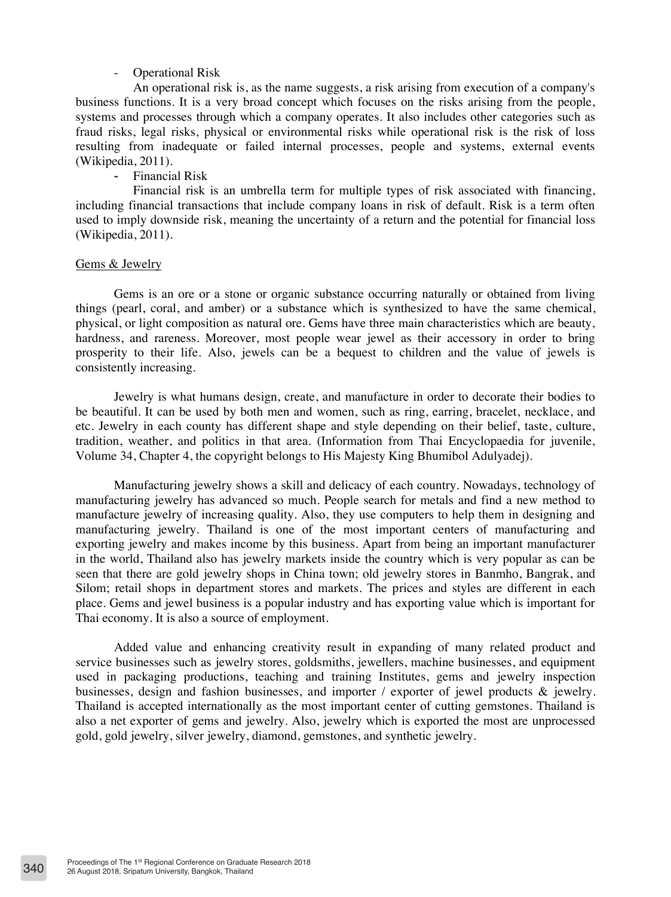- Operational Risk

An operational risk is, as the name suggests, a risk arising from execution of a company's business functions. It is a very broad concept which focuses on the risks arising from the people, systems and processes through which a company operates. It also includes other categories such as fraud risks, legal risks, physical or environmental risks while operational risk is the risk of loss resulting from inadequate or failed internal processes, people and systems, external events (Wikipedia, 2011).

- Financial Risk

Financial risk is an umbrella term for multiple types of risk associated with financing, including financial transactions that include company loans in risk of default. Risk is a term often used to imply downside risk, meaning the uncertainty of a return and the potential for financial loss (Wikipedia, 2011).

<u>Gems & Jewelry</u>

Gems is an ore or a stone or organic substance occurring naturally or obtained from living things (pearl, coral, and amber) or a substance which is synthesized to have the same chemical, physical, or light composition as natural ore. Gems have three main characteristics which are beauty, hardness, and rareness. Moreover, most people wear jewel as their accessory in order to bring prosperity to their life. Also, jewels can be a bequest to children and the value of jewels is consistently increasing.

Jewelry is what humans design, create, and manufacture in order to decorate their bodies to be beautiful. It can be used by both men and women, such as ring, earring, bracelet, necklace, and etc. Jewelry in each county has different shape and style depending on their belief, taste, culture, tradition, weather, and politics in that area. (Information from Thai Encyclopaedia for juvenile, Volume 34, Chapter 4, the copyright belongs to His Majesty King Bhumibol Adulyadej).

Manufacturing jewelry shows a skill and delicacy of each country. Nowadays, technology of manufacturing jewelry has advanced so much. People search for metals and find a new method to manufacture jewelry of increasing quality. Also, they use computers to help them in designing and manufacturing jewelry. Thailand is one of the most important centers of manufacturing and exporting jewelry and makes income by this business. Apart from being an important manufacturer in the world, Thailand also has jewelry markets inside the country which is very popular as can be seen that there are gold jewelry shops in China town; old jewelry stores in Banmho, Bangrak, and Silom; retail shops in department stores and markets. The prices and styles are different in each place. Gems and jewel business is a popular industry and has exporting value which is important for Thai economy. It is also a source of employment.

Added value and enhancing creativity result in expanding of many related product and service businesses such as jewelry stores, goldsmiths, jewellers, machine businesses, and equipment used in packaging productions, teaching and training Institutes, gems and jewelry inspection businesses, design and fashion businesses, and importer / exporter of jewel products & jewelry. Thailand is accepted internationally as the most important center of cutting gemstones. Thailand is also a net exporter of gems and jewelry. Also, jewelry which is exported the most are unprocessed gold, gold jewelry, silver jewelry, diamond, gemstones, and synthetic jewelry.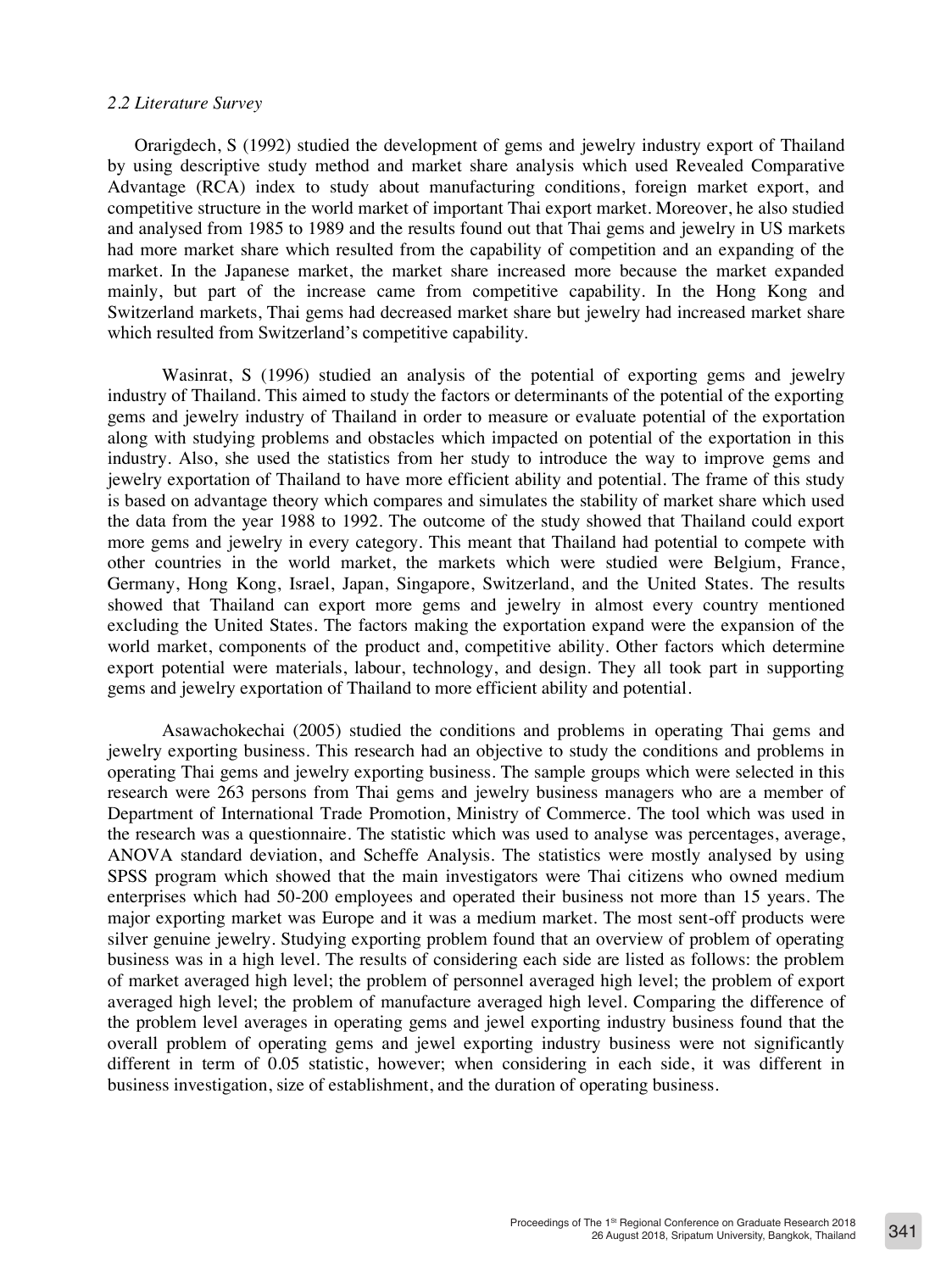*2.2 Literature Survey*

Orarigdech, S (1992) studied the development of gems and jewelry industry export of Thailand by using descriptive study method and market share analysis which used Revealed Comparative Advantage (RCA) index to study about manufacturing conditions, foreign market export, and competitive structure in the world market of important Thai export market. Moreover, he also studied and analysed from 1985 to 1989 and the results found out that Thai gems and jewelry in US markets had more market share which resulted from the capability of competition and an expanding of the market. In the Japanese market, the market share increased more because the market expanded mainly, but part of the increase came from competitive capability. In the Hong Kong and Switzerland markets, Thai gems had decreased market share but jewelry had increased market share which resulted from Switzerland's competitive capability.

Wasinrat, S (1996) studied an analysis of the potential of exporting gems and jewelry industry of Thailand. This aimed to study the factors or determinants of the potential of the exporting gems and jewelry industry of Thailand in order to measure or evaluate potential of the exportation along with studying problems and obstacles which impacted on potential of the exportation in this industry. Also, she used the statistics from her study to introduce the way to improve gems and jewelry exportation of Thailand to have more efficient ability and potential. The frame of this study is based on advantage theory which compares and simulates the stability of market share which used the data from the year 1988 to 1992. The outcome of the study showed that Thailand could export more gems and jewelry in every category. This meant that Thailand had potential to compete with other countries in the world market, the markets which were studied were Belgium, France, Germany, Hong Kong, Israel, Japan, Singapore, Switzerland, and the United States. The results showed that Thailand can export more gems and jewelry in almost every country mentioned excluding the United States. The factors making the exportation expand were the expansion of the world market, components of the product and, competitive ability. Other factors which determine export potential were materials, labour, technology, and design. They all took part in supporting gems and jewelry exportation of Thailand to more efficient ability and potential.

Asawachokechai (2005) studied the conditions and problems in operating Thai gems and jewelry exporting business. This research had an objective to study the conditions and problems in operating Thai gems and jewelry exporting business. The sample groups which were selected in this research were 263 persons from Thai gems and jewelry business managers who are a member of Department of International Trade Promotion, Ministry of Commerce. The tool which was used in the research was a questionnaire. The statistic which was used to analyse was percentages, average, ANOVA standard deviation, and Scheffe Analysis. The statistics were mostly analysed by using SPSS program which showed that the main investigators were Thai citizens who owned medium enterprises which had 50-200 employees and operated their business not more than 15 years. The major exporting market was Europe and it was a medium market. The most sent-off products were silver genuine jewelry. Studying exporting problem found that an overview of problem of operating business was in a high level. The results of considering each side are listed as follows: the problem of market averaged high level; the problem of personnel averaged high level; the problem of export averaged high level; the problem of manufacture averaged high level. Comparing the difference of the problem level averages in operating gems and jewel exporting industry business found that the overall problem of operating gems and jewel exporting industry business were not significantly different in term of 0.05 statistic, however; when considering in each side, it was different in business investigation, size of establishment, and the duration of operating business.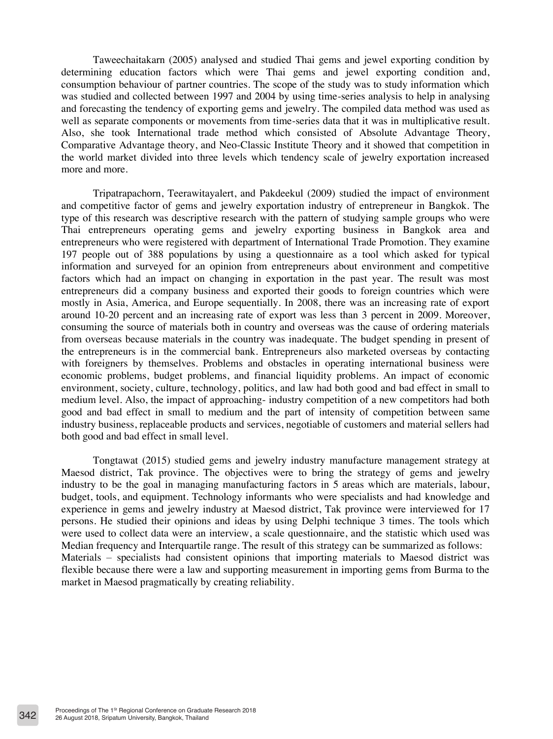Taweechaitakarn (2005) analysed and studied Thai gems and jewel exporting condition by determining education factors which were Thai gems and jewel exporting condition and, consumption behaviour of partner countries. The scope of the study was to study information which was studied and collected between 1997 and 2004 by using time-series analysis to help in analysing and forecasting the tendency of exporting gems and jewelry. The compiled data method was used as well as separate components or movements from time-series data that it was in multiplicative result. Also, she took International trade method which consisted of Absolute Advantage Theory, Comparative Advantage theory, and Neo-Classic Institute Theory and it showed that competition in the world market divided into three levels which tendency scale of jewelry exportation increased more and more.

Tripatrapachorn, Teerawitayalert, and Pakdeekul (2009) studied the impact of environment and competitive factor of gems and jewelry exportation industry of entrepreneur in Bangkok. The type of this research was descriptive research with the pattern of studying sample groups who were Thai entrepreneurs operating gems and jewelry exporting business in Bangkok area and entrepreneurs who were registered with department of International Trade Promotion. They examine 197 people out of 388 populations by using a questionnaire as a tool which asked for typical information and surveyed for an opinion from entrepreneurs about environment and competitive factors which had an impact on changing in exportation in the past year. The result was most entrepreneurs did a company business and exported their goods to foreign countries which were mostly in Asia, America, and Europe sequentially. In 2008, there was an increasing rate of export around 10-20 percent and an increasing rate of export was less than 3 percent in 2009. Moreover, consuming the source of materials both in country and overseas was the cause of ordering materials from overseas because materials in the country was inadequate. The budget spending in present of the entrepreneurs is in the commercial bank. Entrepreneurs also marketed overseas by contacting with foreigners by themselves. Problems and obstacles in operating international business were economic problems, budget problems, and financial liquidity problems. An impact of economic environment, society, culture, technology, politics, and law had both good and bad effect in small to medium level. Also, the impact of approaching- industry competition of a new competitors had both good and bad effect in small to medium and the part of intensity of competition between same industry business, replaceable products and services, negotiable of customers and material sellers had both good and bad effect in small level.

Tongtawat (2015) studied gems and jewelry industry manufacture management strategy at Maesod district, Tak province. The objectives were to bring the strategy of gems and jewelry industry to be the goal in managing manufacturing factors in 5 areas which are materials, labour, budget, tools, and equipment. Technology informants who were specialists and had knowledge and experience in gems and jewelry industry at Maesod district, Tak province were interviewed for 17 persons. He studied their opinions and ideas by using Delphi technique 3 times. The tools which were used to collect data were an interview, a scale questionnaire, and the statistic which used was Median frequency and Interquartile range. The result of this strategy can be summarized as follows:
Materials – specialists had consistent opinions that importing materials to Maesod district was flexible because there were a law and supporting measurement in importing gems from Burma to the market in Maesod pragmatically by creating reliability.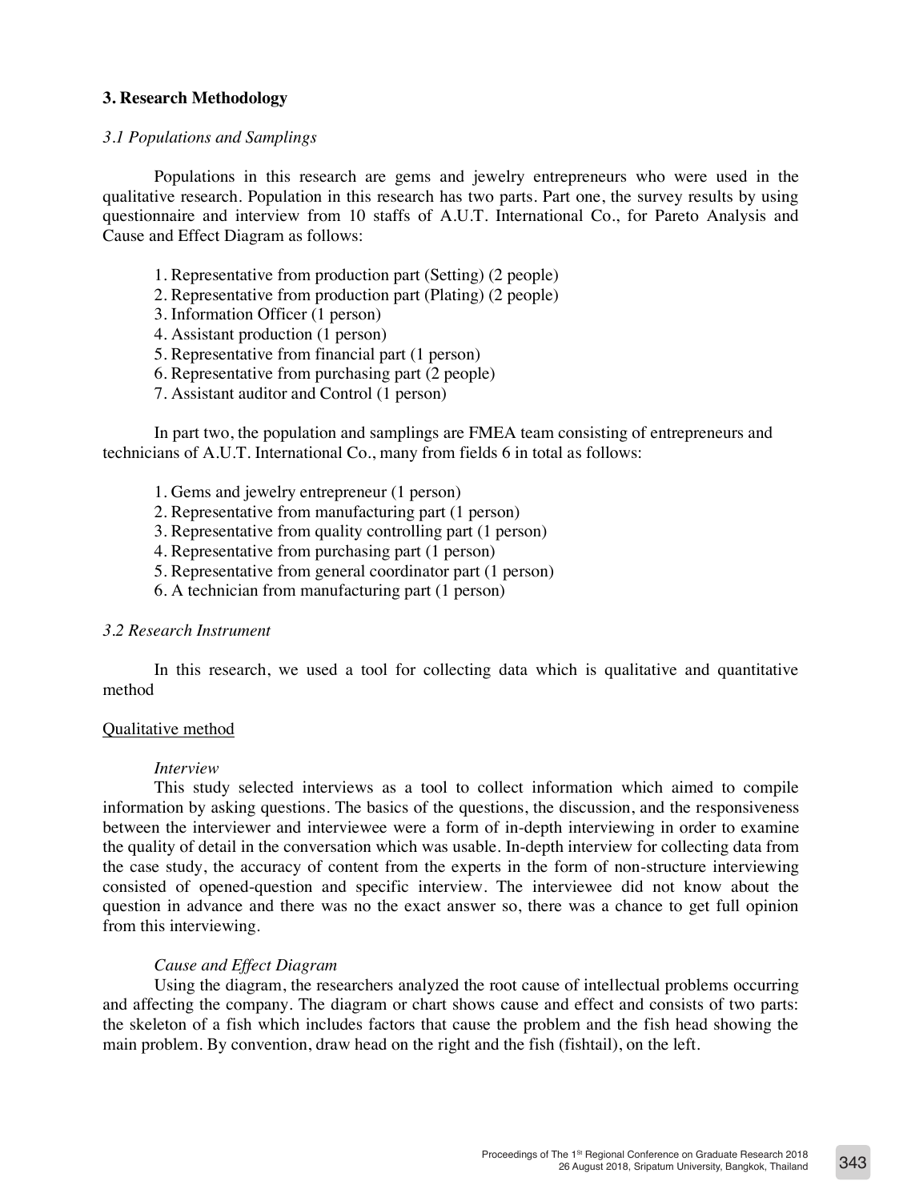## 3. Research Methodology

### *3.1 Populations and Samplings*

Populations in this research are gems and jewelry entrepreneurs who were used in the qualitative research. Population in this research has two parts. Part one, the survey results by using questionnaire and interview from 10 staffs of A.U.T. International Co., for Pareto Analysis and Cause and Effect Diagram as follows:

1. Representative from production part (Setting) (2 people)
2. Representative from production part (Plating) (2 people)
3. Information Officer (1 person)
4. Assistant production (1 person)
5. Representative from financial part (1 person)
6. Representative from purchasing part (2 people)
7. Assistant auditor and Control (1 person)

In part two, the population and samplings are FMEA team consisting of entrepreneurs and technicians of A.U.T. International Co., many from fields 6 in total as follows:

1. Gems and jewelry entrepreneur (1 person)
2. Representative from manufacturing part (1 person)
3. Representative from quality controlling part (1 person)
4. Representative from purchasing part (1 person)
5. Representative from general coordinator part (1 person)
6. A technician from manufacturing part (1 person)

### *3.2 Research Instrument*

In this research, we used a tool for collecting data which is qualitative and quantitative method

Qualitative method

*Interview*

This study selected interviews as a tool to collect information which aimed to compile information by asking questions. The basics of the questions, the discussion, and the responsiveness between the interviewer and interviewee were a form of in-depth interviewing in order to examine the quality of detail in the conversation which was usable. In-depth interview for collecting data from the case study, the accuracy of content from the experts in the form of non-structure interviewing consisted of opened-question and specific interview. The interviewee did not know about the question in advance and there was no the exact answer so, there was a chance to get full opinion from this interviewing.

*Cause and Effect Diagram*

Using the diagram, the researchers analyzed the root cause of intellectual problems occurring and affecting the company. The diagram or chart shows cause and effect and consists of two parts: the skeleton of a fish which includes factors that cause the problem and the fish head showing the main problem. By convention, draw head on the right and the fish (fishtail), on the left.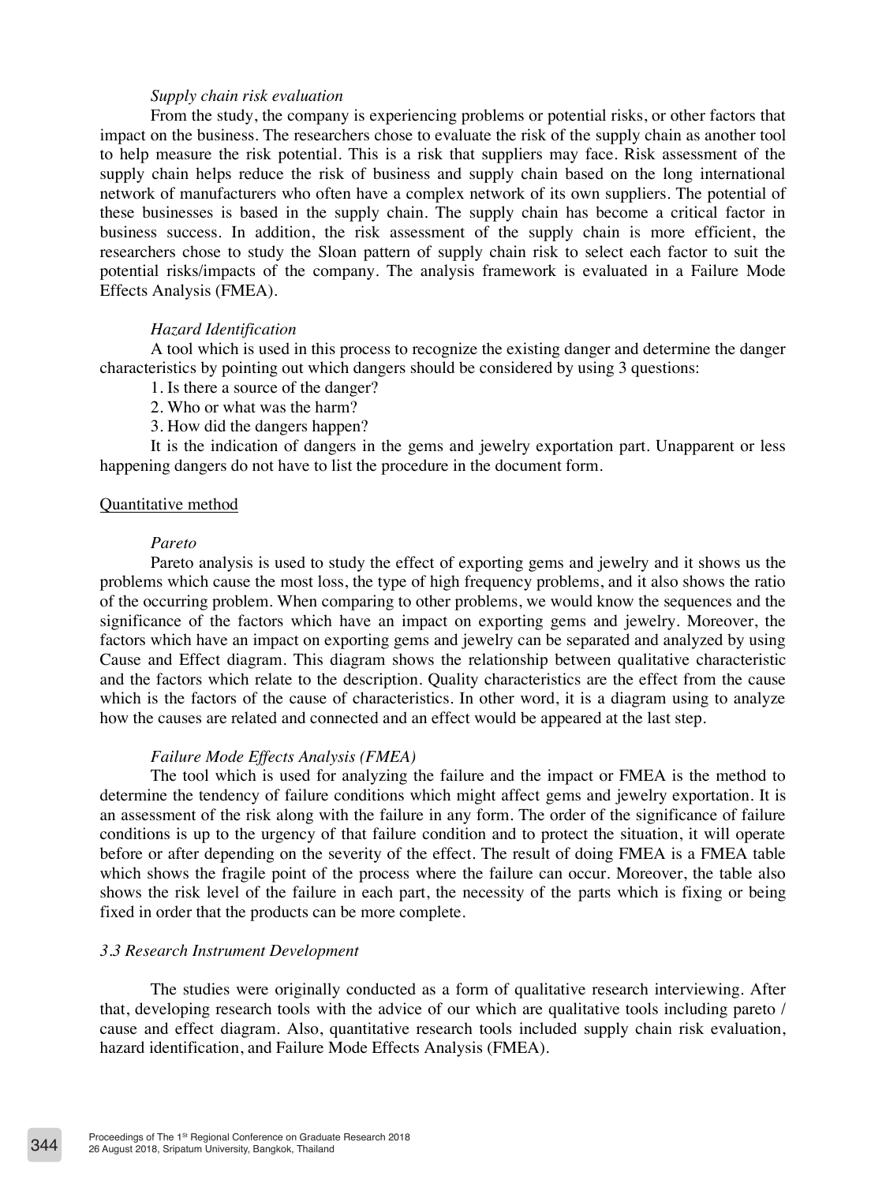*Supply chain risk evaluation*

From the study, the company is experiencing problems or potential risks, or other factors that impact on the business. The researchers chose to evaluate the risk of the supply chain as another tool to help measure the risk potential. This is a risk that suppliers may face. Risk assessment of the supply chain helps reduce the risk of business and supply chain based on the long international network of manufacturers who often have a complex network of its own suppliers. The potential of these businesses is based in the supply chain. The supply chain has become a critical factor in business success. In addition, the risk assessment of the supply chain is more efficient, the researchers chose to study the Sloan pattern of supply chain risk to select each factor to suit the potential risks/impacts of the company. The analysis framework is evaluated in a Failure Mode Effects Analysis (FMEA).

*Hazard Identification*

A tool which is used in this process to recognize the existing danger and determine the danger characteristics by pointing out which dangers should be considered by using 3 questions:

1. Is there a source of the danger?
2. Who or what was the harm?
3. How did the dangers happen?

It is the indication of dangers in the gems and jewelry exportation part. Unapparent or less happening dangers do not have to list the procedure in the document form.

<u>Quantitative method</u>

*Pareto*

Pareto analysis is used to study the effect of exporting gems and jewelry and it shows us the problems which cause the most loss, the type of high frequency problems, and it also shows the ratio of the occurring problem. When comparing to other problems, we would know the sequences and the significance of the factors which have an impact on exporting gems and jewelry. Moreover, the factors which have an impact on exporting gems and jewelry can be separated and analyzed by using Cause and Effect diagram. This diagram shows the relationship between qualitative characteristic and the factors which relate to the description. Quality characteristics are the effect from the cause which is the factors of the cause of characteristics. In other word, it is a diagram using to analyze how the causes are related and connected and an effect would be appeared at the last step.

*Failure Mode Effects Analysis (FMEA)*

The tool which is used for analyzing the failure and the impact or FMEA is the method to determine the tendency of failure conditions which might affect gems and jewelry exportation. It is an assessment of the risk along with the failure in any form. The order of the significance of failure conditions is up to the urgency of that failure condition and to protect the situation, it will operate before or after depending on the severity of the effect. The result of doing FMEA is a FMEA table which shows the fragile point of the process where the failure can occur. Moreover, the table also shows the risk level of the failure in each part, the necessity of the parts which is fixing or being fixed in order that the products can be more complete.

### *3.3 Research Instrument Development*

The studies were originally conducted as a form of qualitative research interviewing. After that, developing research tools with the advice of our which are qualitative tools including pareto / cause and effect diagram. Also, quantitative research tools included supply chain risk evaluation, hazard identification, and Failure Mode Effects Analysis (FMEA).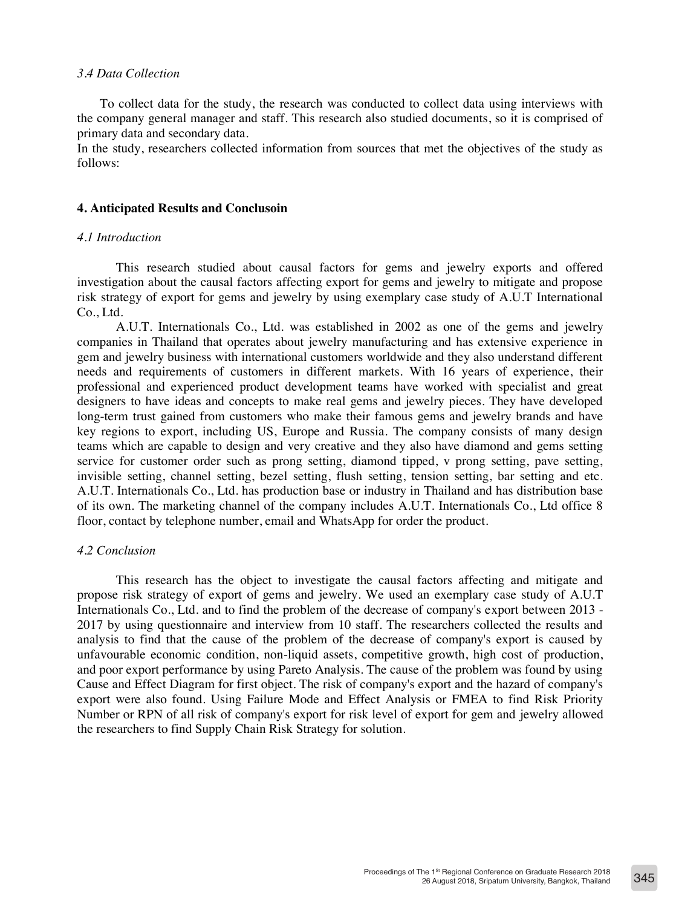### *3.4 Data Collection*

To collect data for the study, the research was conducted to collect data using interviews with the company general manager and staff. This research also studied documents, so it is comprised of primary data and secondary data.
In the study, researchers collected information from sources that met the objectives of the study as follows:

## 4. Anticipated Results and Conclusoin

### *4.1 Introduction*

This research studied about causal factors for gems and jewelry exports and offered investigation about the causal factors affecting export for gems and jewelry to mitigate and propose risk strategy of export for gems and jewelry by using exemplary case study of A.U.T International Co., Ltd.

A.U.T. Internationals Co., Ltd. was established in 2002 as one of the gems and jewelry companies in Thailand that operates about jewelry manufacturing and has extensive experience in gem and jewelry business with international customers worldwide and they also understand different needs and requirements of customers in different markets. With 16 years of experience, their professional and experienced product development teams have worked with specialist and great designers to have ideas and concepts to make real gems and jewelry pieces. They have developed long-term trust gained from customers who make their famous gems and jewelry brands and have key regions to export, including US, Europe and Russia. The company consists of many design teams which are capable to design and very creative and they also have diamond and gems setting service for customer order such as prong setting, diamond tipped, v prong setting, pave setting, invisible setting, channel setting, bezel setting, flush setting, tension setting, bar setting and etc. A.U.T. Internationals Co., Ltd. has production base or industry in Thailand and has distribution base of its own. The marketing channel of the company includes A.U.T. Internationals Co., Ltd office 8 floor, contact by telephone number, email and WhatsApp for order the product.

### *4.2 Conclusion*

This research has the object to investigate the causal factors affecting and mitigate and propose risk strategy of export of gems and jewelry. We used an exemplary case study of A.U.T Internationals Co., Ltd. and to find the problem of the decrease of company's export between 2013 - 2017 by using questionnaire and interview from 10 staff. The researchers collected the results and analysis to find that the cause of the problem of the decrease of company's export is caused by unfavourable economic condition, non-liquid assets, competitive growth, high cost of production, and poor export performance by using Pareto Analysis. The cause of the problem was found by using Cause and Effect Diagram for first object. The risk of company's export and the hazard of company's export were also found. Using Failure Mode and Effect Analysis or FMEA to find Risk Priority Number or RPN of all risk of company's export for risk level of export for gem and jewelry allowed the researchers to find Supply Chain Risk Strategy for solution.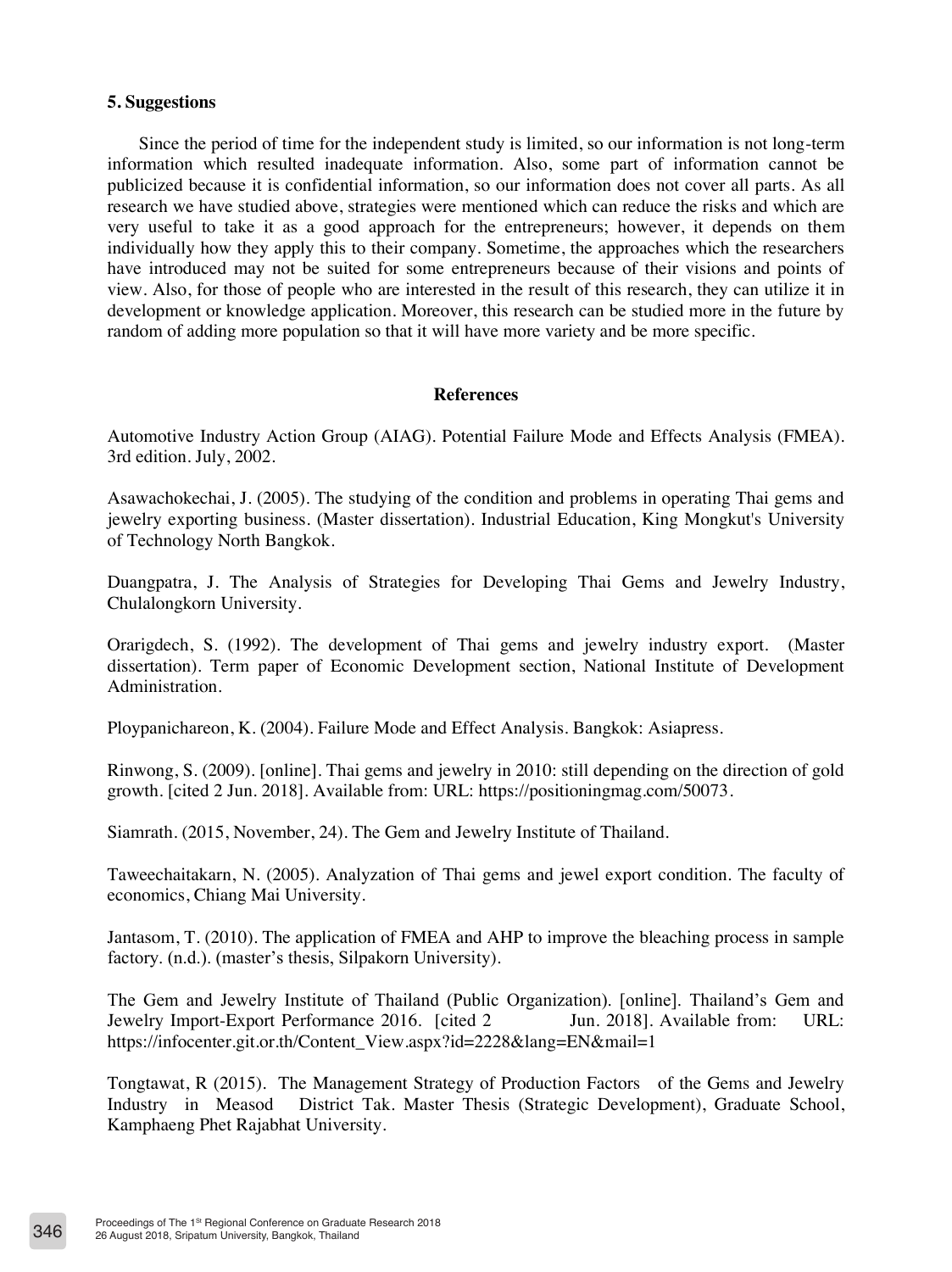## 5. Suggestions

Since the period of time for the independent study is limited, so our information is not long-term information which resulted inadequate information. Also, some part of information cannot be publicized because it is confidential information, so our information does not cover all parts. As all research we have studied above, strategies were mentioned which can reduce the risks and which are very useful to take it as a good approach for the entrepreneurs; however, it depends on them individually how they apply this to their company. Sometime, the approaches which the researchers have introduced may not be suited for some entrepreneurs because of their visions and points of view. Also, for those of people who are interested in the result of this research, they can utilize it in development or knowledge application. Moreover, this research can be studied more in the future by random of adding more population so that it will have more variety and be more specific.

## References

Automotive Industry Action Group (AIAG). Potential Failure Mode and Effects Analysis (FMEA). 3rd edition. July, 2002.

Asawachokechai, J. (2005). The studying of the condition and problems in operating Thai gems and jewelry exporting business. (Master dissertation). Industrial Education, King Mongkut's University of Technology North Bangkok.

Duangpatra, J. The Analysis of Strategies for Developing Thai Gems and Jewelry Industry, Chulalongkorn University.

Orarigdech, S. (1992). The development of Thai gems and jewelry industry export. (Master dissertation). Term paper of Economic Development section, National Institute of Development Administration.

Ploypanichareon, K. (2004). Failure Mode and Effect Analysis. Bangkok: Asiapress.

Rinwong, S. (2009). [online]. Thai gems and jewelry in 2010: still depending on the direction of gold growth. [cited 2 Jun. 2018]. Available from: URL: https://positioningmag.com/50073.

Siamrath. (2015, November, 24). The Gem and Jewelry Institute of Thailand.

Taweechaitakarn, N. (2005). Analyzation of Thai gems and jewel export condition. The faculty of economics, Chiang Mai University.

Jantasom, T. (2010). The application of FMEA and AHP to improve the bleaching process in sample factory. (n.d.). (master's thesis, Silpakorn University).

The Gem and Jewelry Institute of Thailand (Public Organization). [online]. Thailand's Gem and Jewelry Import-Export Performance 2016. [cited 2 Jun. 2018]. Available from: URL: https://infocenter.git.or.th/Content_View.aspx?id=2228&lang=EN&mail=1

Tongtawat, R (2015). The Management Strategy of Production Factors of the Gems and Jewelry Industry in Measod District Tak. Master Thesis (Strategic Development), Graduate School, Kamphaeng Phet Rajabhat University.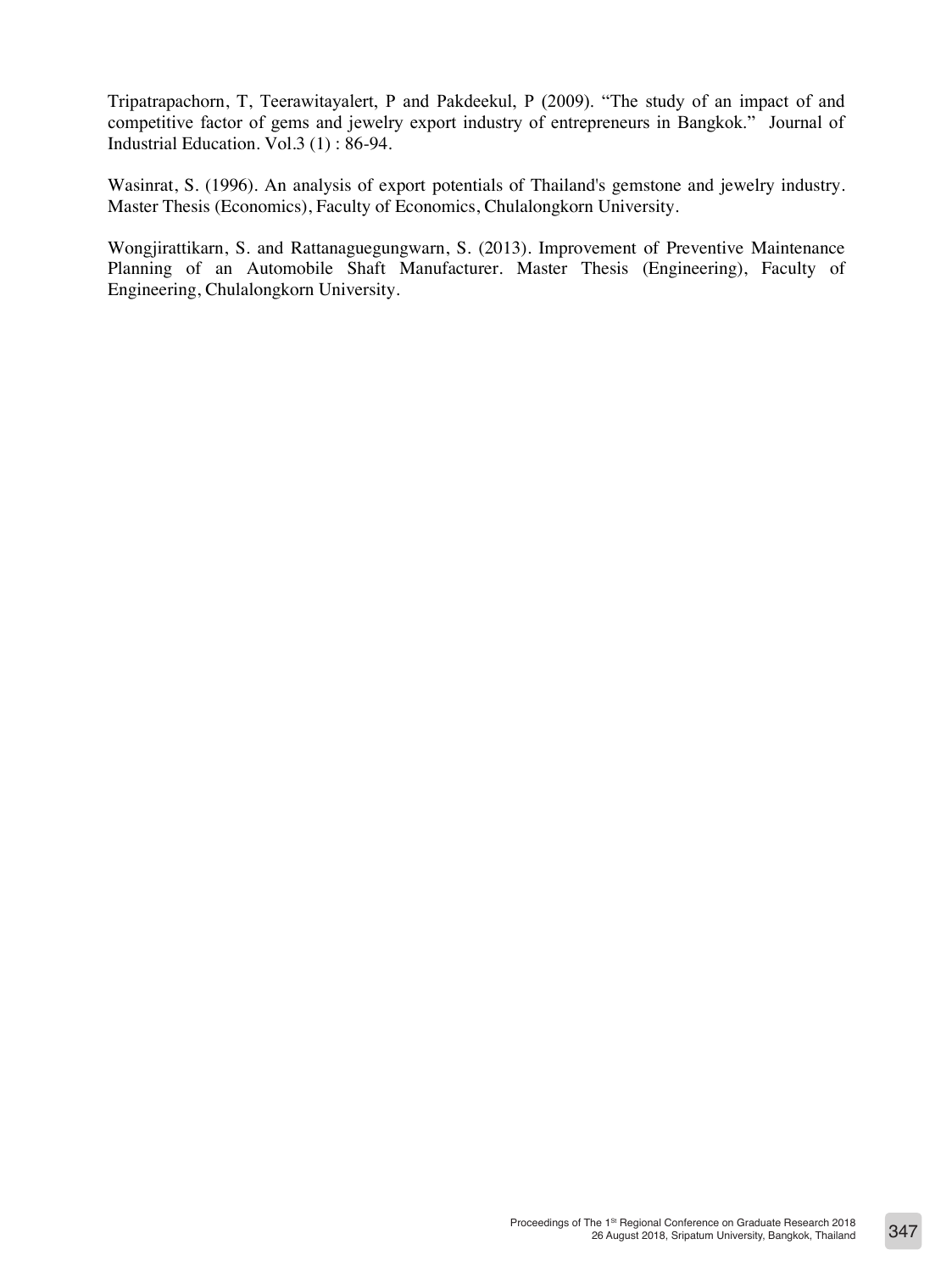Tripatrapachorn, T, Teerawitayalert, P and Pakdeekul, P (2009). “The study of an impact of and competitive factor of gems and jewelry export industry of entrepreneurs in Bangkok.” Journal of Industrial Education. Vol.3 (1) : 86-94.

Wasinrat, S. (1996). An analysis of export potentials of Thailand's gemstone and jewelry industry. Master Thesis (Economics), Faculty of Economics, Chulalongkorn University.

Wongjirattikarn, S. and Rattanaguegungwarn, S. (2013). Improvement of Preventive Maintenance Planning of an Automobile Shaft Manufacturer. Master Thesis (Engineering), Faculty of Engineering, Chulalongkorn University.